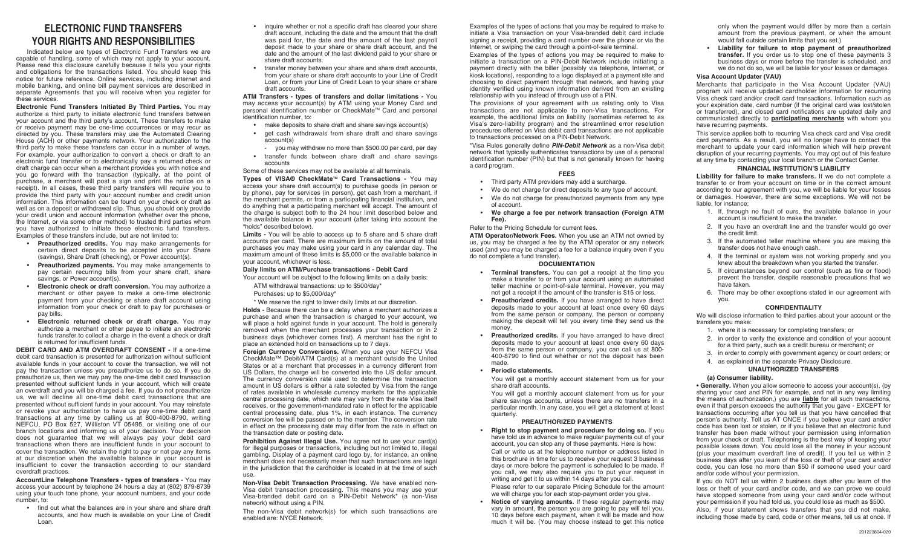# ELECTRONIC FUND TRANSFERS YOUR RIGHTS AND RESPONSIBILITIES

Indicated below are types of Electronic Fund Transfers we are capable of handling, some of which may not apply to your account. Please read this disclosure carefully because it tells you your rights and obligations for the transactions listed. You should keep this notice for future reference. Online services, including internet and mobile banking, and online bill payment services are described in separate Agreements that you will receive when you register for these services.

**Electronic Fund Transfers Initiated By Third Parties.** You may authorize a third party to initiate electronic fund transfers between your account and the third party's account. These transfers to make or receive payment may be one-time occurrences or may recur as directed by you. These transfers may use the Automated Clearing House (ACH) or other payments network. Your authorization to the third party to make these transfers can occur in a number of ways. For example, your authorization to convert a check or draft to an electronic fund transfer or to electronically pay a returned check or draft charge can occur when a merchant provides you with notice and you go forward with the transaction (typically, at the point of purchase, a merchant will post a sign and print the notice on a receipt). In all cases, these third party transfers will require you to provide the third party with your account number and credit union information. This information can be found on your check or draft as well as on a deposit or withdrawal slip. Thus, you should only provide your credit union and account information (whether over the phone, the Internet, or via some other method) to trusted third parties whom you have authorized to initiate these electronic fund transfers. Examples of these transfers include, but are not limited to:

- **Preauthorized credits.** You may make arrangements for certain direct deposits to be accepted into your Share (savings), Share Draft (checking), or Power account(s).
- **Preauthorized payments.** You may make arrangements to pay certain recurring bills from your share draft, share savings, or Power account(s).
- **Electronic check or draft conversion.** You may authorize a merchant or other payee to make a one-time electronic payment from your checking or share draft account using information from your check or draft to pay for purchases or pay bills.
- **Electronic returned check or draft charge.** You may authorize a merchant or other payee to initiate an electronic funds transfer to collect a charge in the event a check or draft is returned for insufficient funds.

**DEBIT CARD AND ATM OVERDRAFT CONSENT -** If a one-time debit card transaction is presented for authorization without sufficient available funds in your account to cover the transaction, we will not pay the transaction unless you preauthorize us to do so. If you do preauthorize us, then we may pay the one-time debit card transaction presented without sufficient funds in your account, which will create an overdraft and you will be charged a fee. If you do not preauthorize us, we will decline all one-time debit card transactions that are presented without sufficient funds in your account. You may reinstate or revoke your authorization to have us pay one-time debit card transactions at any time by calling us at 800-400-8790, writing NEFCU, PO Box 527, Williston VT 05495, or visiting one of our branch locations and informing us of your decision. Your decision does not guarantee that we will always pay your debit card transactions when there are insufficient funds in your account to cover the transaction. We retain the right to pay or not pay any items at our discretion when the available balance in your account is insufficient to cover the transaction according to our standard overdraft practices.

**AccountLine Telephone Transfers - types of transfers -** You may access your account by telephone 24 hours a day at (802) 879-8739 using your touch tone phone, your account numbers, and your code number, to:

- find out what the balances are in your share and share draft accounts, and how much is available on your Line of Credit Loan.
- inquire whether or not a specific draft has cleared your share draft account, including the date and the amount that the draft was paid for, the date and the amount of the last payroll deposit made to your share or share draft account, and the date and the amount of the last dividend paid to your share or share draft accounts.
- transfer money between your share and share draft accounts, from your share or share draft accounts to your Line of Credit Loan, or from your Line of Credit Loan to your share or share draft accounts.

**ATM Transfers - types of transfers and dollar limitations -** You may access your account(s) by ATM using your Money Card and personal identification number or CheckMate™ Card and personal identification number, to:

- make deposits to share draft and share savings account(s)
- get cash withdrawals from share draft and share savings account(s)
  - you may withdraw no more than $500.00 per card, per day
- transfer funds between share draft and share savings accounts

Some of these services may not be available at all terminals.

**Types of VISA® CheckMate™ Card Transactions -** You may access your share draft account(s) to purchase goods (in person or by phone), pay for services (in person), get cash from a merchant, if the merchant permits, or from a participating financial institution, and do anything that a participating merchant will accept. The amount of the charge is subject both to the 24 hour limit described below and the available balance in your account (after taking into account the "holds" described below).

**Limits -** You will be able to access up to 5 share and 5 share draft accounts per card. There are maximum limits on the amount of total purchases you may make using your card in any calendar day. The maximum amount of these limits is $5,000 or the available balance in your account, whichever is less.

**Daily limits on ATM/Purchase transactions - Debit Card**

Your account will be subject to the following limits on a daily basis:

ATM withdrawal transactions: up to $500/day*

Purchases: up to $5,000/day*

\* We reserve the right to lower daily limits at our discretion.

**Holds -** Because there can be a delay when a merchant authorizes a purchase and when the transaction is charged to your account, we will place a hold against funds in your account. The hold is generally removed when the merchant processes your transaction or in 2 business days (whichever comes first). A merchant has the right to place an extended hold on transactions up to 7 days.

**Foreign Currency Conversions.** When you use your NEFCU Visa CheckMate™ Debit/ATM Card(s) at a merchant outside the United States or at a merchant that processes in a currency different from US Dollars, the charge will be converted into the US dollar amount. The currency conversion rate used to determine the transaction amount in US dollars is either a rate selected by Visa from the range of rates available in wholesale currency markets for the applicable central processing date, which rate may vary from the rate Visa itself receives, or the government-mandated rate in effect for the applicable central processing date, plus 1%, in each instance. The currency conversion fee will be passed on to the member. The conversion rate in effect on the processing date may differ from the rate in effect on the transaction date or posting date.

**Prohibition Against Illegal Use.** You agree not to use your card(s) for illegal purposes or transactions, including but not limited to, illegal gambling. Display of a payment card logo by, for instance, an online merchant does not necessarily mean that such transactions are legal in the jurisdiction that the cardholder is located in at the time of such use.

**Non-Visa Debit Transaction Processing.** We have enabled non-Visa debit transaction processing. This means you may use your Visa-branded debit card on a PIN-Debit Network* (a non-Visa network) without using a PIN.

The non-Visa debit network(s) for which such transactions are enabled are: NYCE Network.

Examples of the types of actions that you may be required to make to initiate a Visa transaction on your Visa-branded debit card include signing a receipt, providing a card number over the phone or via the Internet, or swiping the card through a point-of-sale terminal.

Examples of the types of actions you may be required to make to initiate a transaction on a PIN-Debit Network include initiating a payment directly with the biller (possibly via telephone, Internet, or kiosk locations), responding to a logo displayed at a payment site and choosing to direct payment through that network, and having your identity verified using known information derived from an existing relationship with you instead of through use of a PIN.

The provisions of your agreement with us relating only to Visa transactions are not applicable to non-Visa transactions. For example, the additional limits on liability (sometimes referred to as Visa's zero-liability program) and the streamlined error resolution procedures offered on Visa debit card transactions are not applicable to transactions processed on a PIN-Debit Network.

*Visa Rules generally define ***PIN-Debit Network*** as a non-Visa debit network that typically authenticates transactions by use of a personal identification number (PIN) but that is not generally known for having a card program.

## FEES

- Third party ATM providers may add a surcharge.
- We do not charge for direct deposits to any type of account.
- We do not charge for preauthorized payments from any type of account.
- **We charge a fee per network transaction (Foreign ATM Fee).**

Refer to the Pricing Schedule for current fees.

**ATM Operator/Network Fees.** When you use an ATM not owned by us, you may be charged a fee by the ATM operator or any network used (and you may be charged a fee for a balance inquiry even if you do not complete a fund transfer).

## DOCUMENTATION

- **Terminal transfers.** You can get a receipt at the time you make a transfer to or from your account using an automated teller machine or point-of-sale terminal. However, you may not get a receipt if the amount of the transfer is $15 or less.
- **Preauthorized credits.** If you have arranged to have direct deposits made to your account at least once every 60 days from the same person or company, the person or company making the deposit will tell you every time they send us the money.
- **Preauthorized credits.** If you have arranged to have direct deposits made to your account at least once every 60 days from the same person or company, you can call us at 800-400-8790 to find out whether or not the deposit has been made.
- **Periodic statements.**

  You will get a monthly account statement from us for your share draft accounts.

  You will get a monthly account statement from us for your share savings accounts, unless there are no transfers in a particular month. In any case, you will get a statement at least quarterly.

## PREAUTHORIZED PAYMENTS

- **Right to stop payment and procedure for doing so.** If you have told us in advance to make regular payments out of your account, you can stop any of these payments. Here is how:

  Call or write us at the telephone number or address listed in this brochure in time for us to receive your request 3 business days or more before the payment is scheduled to be made. If you call, we may also require you to put your request in writing and get it to us within 14 days after you call.

  Please refer to our separate Pricing Schedule for the amount we will charge you for each stop-payment order you give.
- **Notice of varying amounts.** If these regular payments may vary in amount, the person you are going to pay will tell you, 10 days before each payment, when it will be made and how much it will be. (You may choose instead to get this notice only when the payment would differ by more than a certain amount from the previous payment, or when the amount would fall outside certain limits that you set.)
- **Liability for failure to stop payment of preauthorized transfer.** If you order us to stop one of these payments 3 business days or more before the transfer is scheduled, and we do not do so, we will be liable for your losses or damages.

**Visa Account Updater (VAU)**

Merchants that participate in the Visa Account Updater (VAU) program will receive updated cardholder information for recurring Visa check card and/or credit card transactions. Information such as your expiration date, card number (if the original card was lost/stolen or transferred), and closed card notifications are updated daily and communicated directly to **participating merchants** with whom you have recurring payments.

This service applies both to recurring Visa check card and Visa credit card payments. As a result, you will no longer have to contact the merchant to update your card information which will help prevent disruption of your recurring payments. You may opt out of this feature at any time by contacting your local branch or the Contact Center.

## FINANCIAL INSTITUTION'S LIABILITY

**Liability for failure to make transfers.** If we do not complete a transfer to or from your account on time or in the correct amount according to our agreement with you, we will be liable for your losses or damages. However, there are some exceptions. We will not be liable, for instance:

1. If, through no fault of ours, the available balance in your account is insufficient to make the transfer.
2. If you have an overdraft line and the transfer would go over the credit limit.
3. If the automated teller machine where you are making the transfer does not have enough cash.
4. If the terminal or system was not working properly and you knew about the breakdown when you started the transfer.
5. If circumstances beyond our control (such as fire or flood) prevent the transfer, despite reasonable precautions that we have taken.
6. There may be other exceptions stated in our agreement with you.

## CONFIDENTIALITY

We will disclose information to third parties about your account or the transfers you make:

1. where it is necessary for completing transfers; or
2. in order to verify the existence and condition of your account for a third party, such as a credit bureau or merchant; or
3. in order to comply with government agency or court orders; or
4. as explained in the separate Privacy Disclosure.

## UNAUTHORIZED TRANSFERS

**(a) Consumer liability.**

**• Generally.** When you allow someone to access your account(s), (by sharing your card and PIN for example, and in not any way limiting the means of authorization,) you are **liable** for all such transactions, even if that person exceeds the authority that you gave - EXCEPT for transactions occurring after you tell us that you have cancelled that person's authority. Tell us AT ONCE if you believe your card and/or code has been lost or stolen, or if you believe that an electronic fund transfer has been made without your permission using information from your check or draft. Telephoning is the best way of keeping your possible losses down. You could lose all the money in your account (plus your maximum overdraft line of credit). If you tell us within 2 business days after you learn of the loss or theft of your card and/or code, you can lose no more than $50 if someone used your card and/or code without your permission.

If you do NOT tell us within 2 business days after you learn of the loss or theft of your card and/or code, and we can prove we could have stopped someone from using your card and/or code without your permission if you had told us, you could lose as much as $500.

Also, if your statement shows transfers that you did not make, including those made by card, code or other means, tell us at once. If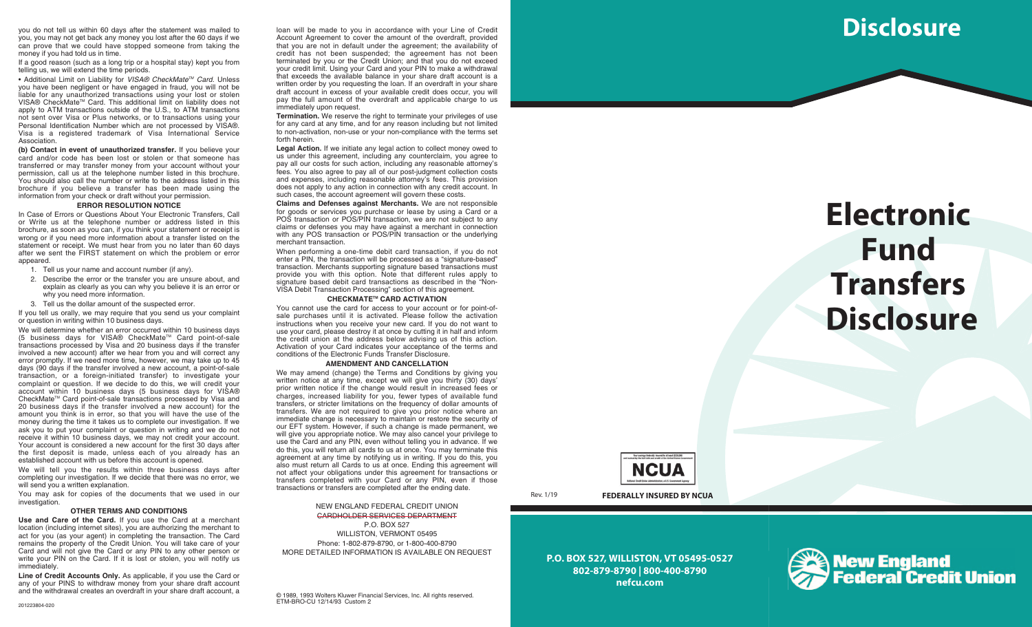you do not tell us within 60 days after the statement was mailed to you, you may not get back any money you lost after the 60 days if we can prove that we could have stopped someone from taking the money if you had told us in time.

If a good reason (such as a long trip or a hospital stay) kept you from telling us, we will extend the time periods.

• Additional Limit on Liability for *VISA® CheckMate™ Card.* Unless you have been negligent or have engaged in fraud, you will not be liable for any unauthorized transactions using your lost or stolen VISA® CheckMate™ Card. This additional limit on liability does not apply to ATM transactions outside of the U.S., to ATM transactions not sent over Visa or Plus networks, or to transactions using your Personal Identification Number which are not processed by VISA®. Visa is a registered trademark of Visa International Service Association.

**(b) Contact in event of unauthorized transfer.** If you believe your card and/or code has been lost or stolen or that someone has transferred or may transfer money from your account without your permission, call us at the telephone number listed in this brochure. You should also call the number or write to the address listed in this brochure if you believe a transfer has been made using the information from your check or draft without your permission.

### ERROR RESOLUTION NOTICE

In Case of Errors or Questions About Your Electronic Transfers, Call or Write us at the telephone number or address listed in this brochure, as soon as you can, if you think your statement or receipt is wrong or if you need more information about a transfer listed on the statement or receipt. We must hear from you no later than 60 days after we sent the FIRST statement on which the problem or error appeared.

1. Tell us your name and account number (if any).
2. Describe the error or the transfer you are unsure about, and explain as clearly as you can why you believe it is an error or why you need more information.
3. Tell us the dollar amount of the suspected error.

If you tell us orally, we may require that you send us your complaint or question in writing within 10 business days.

We will determine whether an error occurred within 10 business days (5 business days for VISA® CheckMate™ Card point-of-sale transactions processed by Visa and 20 business days if the transfer involved a new account) after we hear from you and will correct any error promptly. If we need more time, however, we may take up to 45 days (90 days if the transfer involved a new account, a point-of-sale transaction, or a foreign-initiated transfer) to investigate your complaint or question. If we decide to do this, we will credit your account within 10 business days (5 business days for VISA® CheckMate™ Card point-of-sale transactions processed by Visa and 20 business days if the transfer involved a new account) for the amount you think is in error, so that you will have the use of the money during the time it takes us to complete our investigation. If we ask you to put your complaint or question in writing and we do not receive it within 10 business days, we may not credit your account. Your account is considered a new account for the first 30 days after the first deposit is made, unless each of you already has an established account with us before this account is opened.

We will tell you the results within three business days after completing our investigation. If we decide that there was no error, we will send you a written explanation.

You may ask for copies of the documents that we used in our investigation.

### OTHER TERMS AND CONDITIONS

**Use and Care of the Card.** If you use the Card at a merchant location (including internet sites), you are authorizing the merchant to act for you (as your agent) in completing the transaction. The Card remains the property of the Credit Union. You will take care of your Card and will not give the Card or any PIN to any other person or write your PIN on the Card. If it is lost or stolen, you will notify us immediately.

**Line of Credit Accounts Only.** As applicable, if you use the Card or any of your PINS to withdraw money from your share draft account and the withdrawal creates an overdraft in your share draft account, a loan will be made to you in accordance with your Line of Credit Account Agreement to cover the amount of the overdraft, provided that you are not in default under the agreement; the availability of credit has not been suspended; the agreement has not been terminated by you or the Credit Union; and that you do not exceed your credit limit. Using your Card and your PIN to make a withdrawal that exceeds the available balance in your share draft account is a written order by you requesting the loan. If an overdraft in your share draft account in excess of your available credit does occur, you will pay the full amount of the overdraft and applicable charge to us immediately upon request.

**Termination.** We reserve the right to terminate your privileges of use for any card at any time, and for any reason including but not limited to non-activation, non-use or your non-compliance with the terms set forth herein.

**Legal Action.** If we initiate any legal action to collect money owed to us under this agreement, including any counterclaim, you agree to pay all our costs for such action, including any reasonable attorney's fees. You also agree to pay all of our post-judgment collection costs and expenses, including reasonable attorney's fees. This provision does not apply to any action in connection with any credit account. In such cases, the account agreement will govern these costs.

**Claims and Defenses against Merchants.** We are not responsible for goods or services you purchase or lease by using a Card or a POS transaction or POS/PIN transaction, we are not subject to any claims or defenses you may have against a merchant in connection with any POS transaction or POS/PIN transaction or the underlying merchant transaction.

When performing a one-time debit card transaction, if you do not enter a PIN, the transaction will be processed as a "signature-based" transaction. Merchants supporting signature based transactions must provide you with this option. Note that different rules apply to signature based debit card transactions as described in the "Non-VISA Debit Transaction Processing" section of this agreement.

### CHECKMATE™ CARD ACTIVATION

You cannot use the card for access to your account or for point-of-sale purchases until it is activated. Please follow the activation instructions when you receive your new card. If you do not want to use your card, please destroy it at once by cutting it in half and inform the credit union at the address below advising us of this action. Activation of your Card indicates your acceptance of the terms and conditions of the Electronic Funds Transfer Disclosure.

### AMENDMENT AND CANCELLATION

We may amend (change) the Terms and Conditions by giving you written notice at any time, except we will give you thirty (30) days' prior written notice if the change would result in increased fees or charges, increased liability for you, fewer types of available fund transfers, or stricter limitations on the frequency of dollar amounts of transfers. We are not required to give you prior notice where an immediate change is necessary to maintain or restore the security of our EFT system. However, if such a change is made permanent, we will give you appropriate notice. We may also cancel your privilege to use the Card and any PIN, even without telling you in advance. If we do this, you will return all cards to us at once. You may terminate this agreement at any time by notifying us in writing. If you do this, you also must return all Cards to us at once. Ending this agreement will not affect your obligations under this agreement for transactions or transfers completed with your Card or any PIN, even if those transactions or transfers are completed after the ending date.

NEW ENGLAND FEDERAL CREDIT UNION
~~CARDHOLDER SERVICES DEPARTMENT~~
P.O. BOX 527
WILLISTON, VERMONT 05495
Phone: 1-802-879-8790, or 1-800-400-8790
MORE DETAILED INFORMATION IS AVAILABLE ON REQUEST

© 1989, 1993 Wolters Kluwer Financial Services, Inc. All rights reserved.
ETM-BRO-CU 12/14/93 Custom 2

201223804-020

# Disclosure

# Electronic Fund Transfers Disclosure

NCUA

Rev. 1/19

**FEDERALLY INSURED BY NCUA**

**P.O. BOX 527, WILLISTON, VT 05495-0527**
**802-879-8790 | 800-400-8790**
**nefcu.com**

New England Federal Credit Union